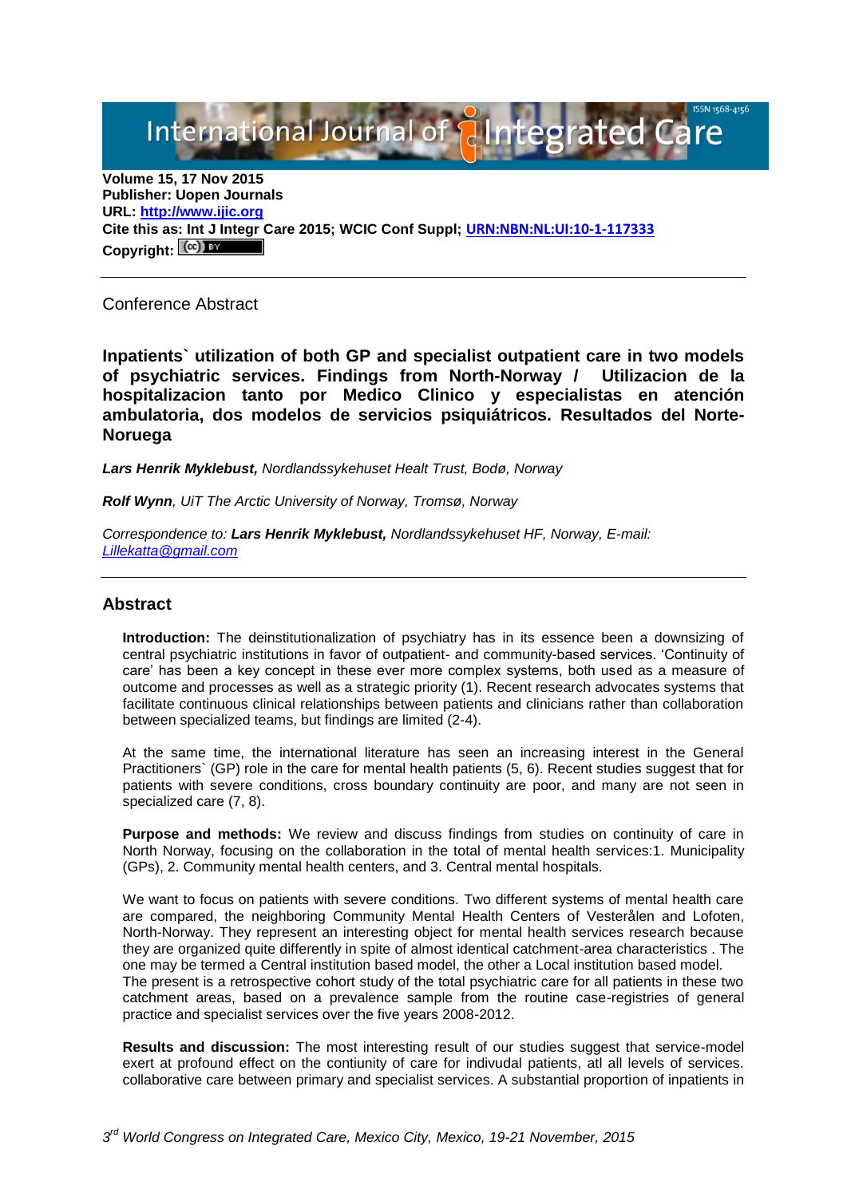Volume 15, 17 Nov 2015
Publisher: Uopen Journals
URL: http://www.ijic.org
Cite this as: Int J Integr Care 2015; WCIC Conf Suppl; URN:NBN:NL:UI:10-1-117333
Copyright:

Conference Abstract

# Inpatients` utilization of both GP and specialist outpatient care in two models of psychiatric services. Findings from North-Norway / Utilizacion de la hospitalizacion tanto por Medico Clinico y especialistas en atención ambulatoria, dos modelos de servicios psiquiátricos. Resultados del Norte-Noruega

***Lars Henrik Myklebust,*** *Nordlandssykehuset Healt Trust, Bodø, Norway*

***Rolf Wynn****, UiT The Arctic University of Norway, Tromsø, Norway*

*Correspondence to:* ***Lars Henrik Myklebust,*** *Nordlandssykehuset HF, Norway, E-mail: Lillekatta@gmail.com*

## Abstract

**Introduction:** The deinstitutionalization of psychiatry has in its essence been a downsizing of central psychiatric institutions in favor of outpatient- and community-based services. 'Continuity of care' has been a key concept in these ever more complex systems, both used as a measure of outcome and processes as well as a strategic priority (1). Recent research advocates systems that facilitate continuous clinical relationships between patients and clinicians rather than collaboration between specialized teams, but findings are limited (2-4).

At the same time, the international literature has seen an increasing interest in the General Practitioners` (GP) role in the care for mental health patients (5, 6). Recent studies suggest that for patients with severe conditions, cross boundary continuity are poor, and many are not seen in specialized care (7, 8).

**Purpose and methods:** We review and discuss findings from studies on continuity of care in North Norway, focusing on the collaboration in the total of mental health services:1. Municipality (GPs), 2. Community mental health centers, and 3. Central mental hospitals.

We want to focus on patients with severe conditions. Two different systems of mental health care are compared, the neighboring Community Mental Health Centers of Vesterålen and Lofoten, North-Norway. They represent an interesting object for mental health services research because they are organized quite differently in spite of almost identical catchment-area characteristics . The one may be termed a Central institution based model, the other a Local institution based model. The present is a retrospective cohort study of the total psychiatric care for all patients in these two catchment areas, based on a prevalence sample from the routine case-registries of general practice and specialist services over the five years 2008-2012.

**Results and discussion:** The most interesting result of our studies suggest that service-model exert at profound effect on the contiunity of care for indivudal patients, atl all levels of services. collaborative care between primary and specialist services. A substantial proportion of inpatients in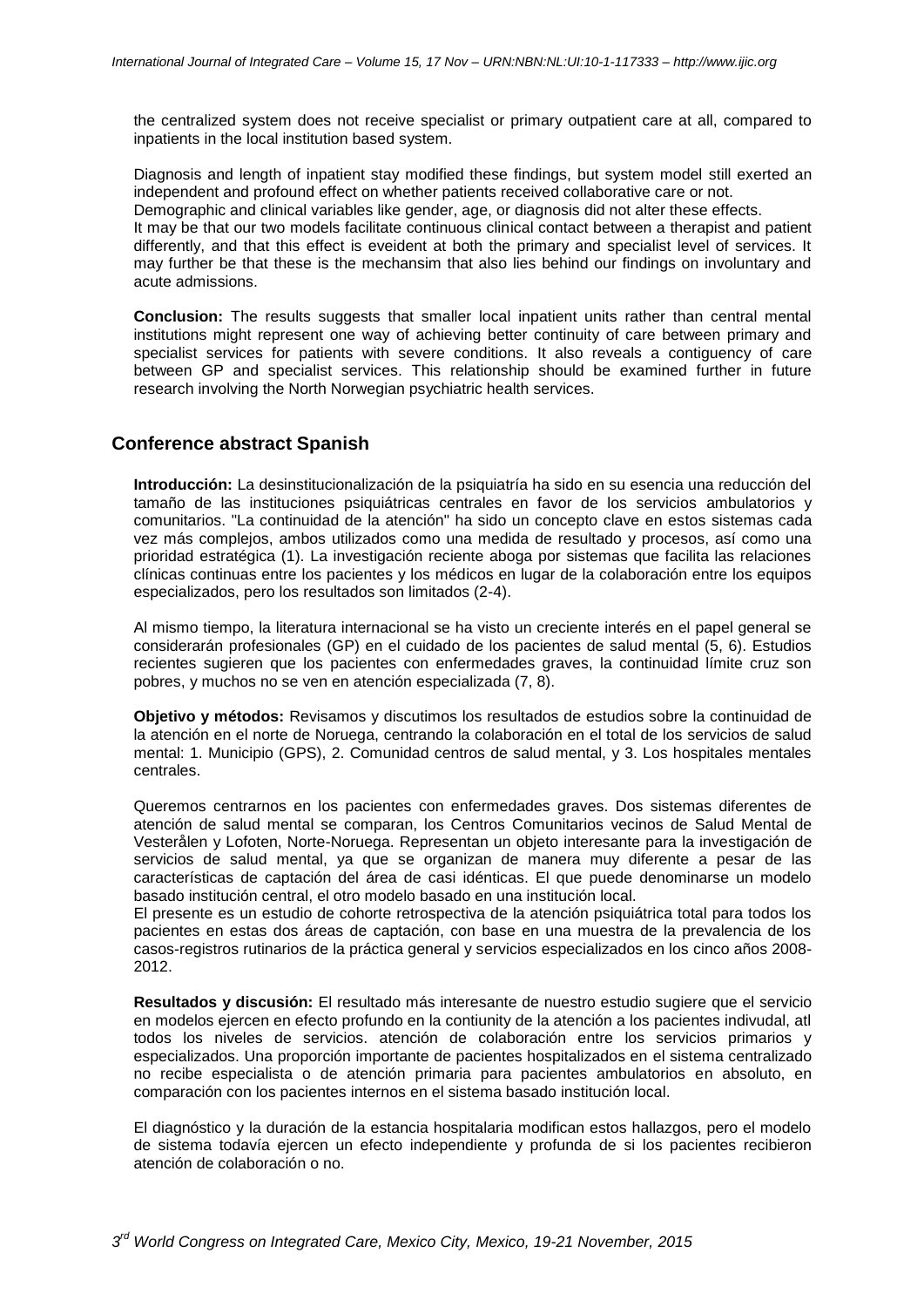the centralized system does not receive specialist or primary outpatient care at all, compared to inpatients in the local institution based system.

Diagnosis and length of inpatient stay modified these findings, but system model still exerted an independent and profound effect on whether patients received collaborative care or not.
Demographic and clinical variables like gender, age, or diagnosis did not alter these effects.
It may be that our two models facilitate continuous clinical contact between a therapist and patient differently, and that this effect is eveident at both the primary and specialist level of services. It may further be that these is the mechansim that also lies behind our findings on involuntary and acute admissions.

**Conclusion:** The results suggests that smaller local inpatient units rather than central mental institutions might represent one way of achieving better continuity of care between primary and specialist services for patients with severe conditions. It also reveals a contiguency of care between GP and specialist services. This relationship should be examined further in future research involving the North Norwegian psychiatric health services.

## Conference abstract Spanish

**Introducción:** La desinstitucionalización de la psiquiatría ha sido en su esencia una reducción del tamaño de las instituciones psiquiátricas centrales en favor de los servicios ambulatorios y comunitarios. "La continuidad de la atención" ha sido un concepto clave en estos sistemas cada vez más complejos, ambos utilizados como una medida de resultado y procesos, así como una prioridad estratégica (1). La investigación reciente aboga por sistemas que facilita las relaciones clínicas continuas entre los pacientes y los médicos en lugar de la colaboración entre los equipos especializados, pero los resultados son limitados (2-4).

Al mismo tiempo, la literatura internacional se ha visto un creciente interés en el papel general se considerarán profesionales (GP) en el cuidado de los pacientes de salud mental (5, 6). Estudios recientes sugieren que los pacientes con enfermedades graves, la continuidad límite cruz son pobres, y muchos no se ven en atención especializada (7, 8).

**Objetivo y métodos:** Revisamos y discutimos los resultados de estudios sobre la continuidad de la atención en el norte de Noruega, centrando la colaboración en el total de los servicios de salud mental: 1. Municipio (GPS), 2. Comunidad centros de salud mental, y 3. Los hospitales mentales centrales.

Queremos centrarnos en los pacientes con enfermedades graves. Dos sistemas diferentes de atención de salud mental se comparan, los Centros Comunitarios vecinos de Salud Mental de Vesterålen y Lofoten, Norte-Noruega. Representan un objeto interesante para la investigación de servicios de salud mental, ya que se organizan de manera muy diferente a pesar de las características de captación del área de casi idénticas. El que puede denominarse un modelo basado institución central, el otro modelo basado en una institución local.
El presente es un estudio de cohorte retrospectiva de la atención psiquiátrica total para todos los pacientes en estas dos áreas de captación, con base en una muestra de la prevalencia de los casos-registros rutinarios de la práctica general y servicios especializados en los cinco años 2008-2012.

**Resultados y discusión:** El resultado más interesante de nuestro estudio sugiere que el servicio en modelos ejercen en efecto profundo en la contiunity de la atención a los pacientes indivudal, atl todos los niveles de servicios. atención de colaboración entre los servicios primarios y especializados. Una proporción importante de pacientes hospitalizados en el sistema centralizado no recibe especialista o de atención primaria para pacientes ambulatorios en absoluto, en comparación con los pacientes internos en el sistema basado institución local.

El diagnóstico y la duración de la estancia hospitalaria modifican estos hallazgos, pero el modelo de sistema todavía ejercen un efecto independiente y profunda de si los pacientes recibieron atención de colaboración o no.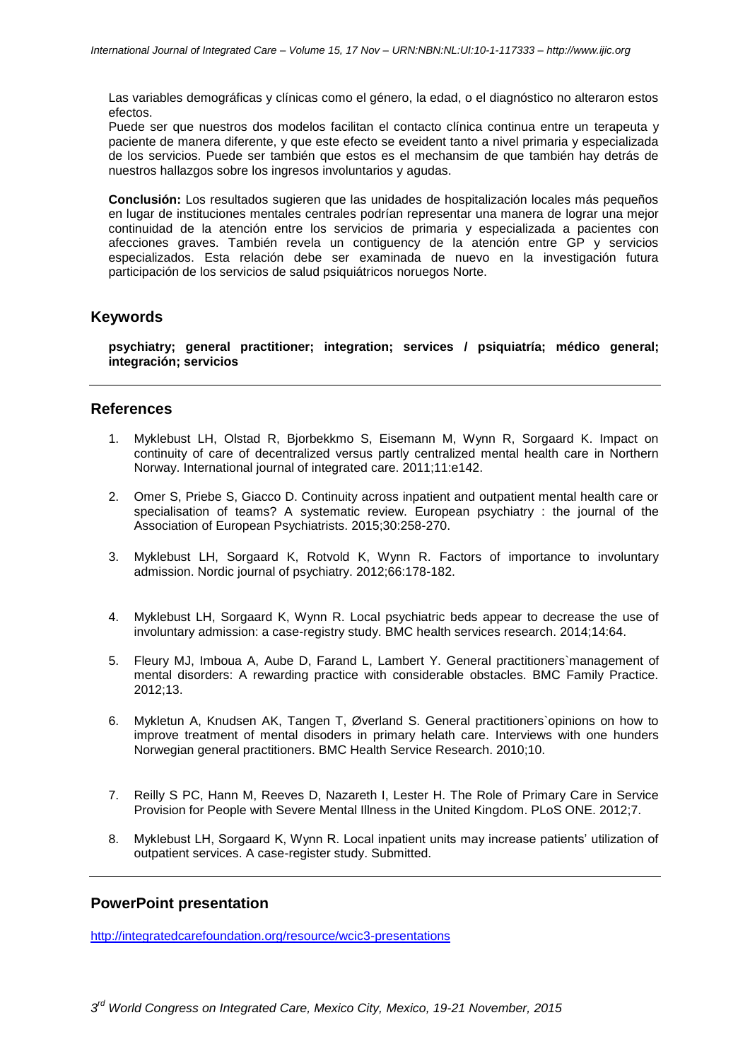Las variables demográficas y clínicas como el género, la edad, o el diagnóstico no alteraron estos efectos.

Puede ser que nuestros dos modelos facilitan el contacto clínica continua entre un terapeuta y paciente de manera diferente, y que este efecto se eveident tanto a nivel primaria y especializada de los servicios. Puede ser también que estos es el mechansim de que también hay detrás de nuestros hallazgos sobre los ingresos involuntarios y agudas.

**Conclusión:** Los resultados sugieren que las unidades de hospitalización locales más pequeños en lugar de instituciones mentales centrales podrían representar una manera de lograr una mejor continuidad de la atención entre los servicios de primaria y especializada a pacientes con afecciones graves. También revela un contiguency de la atención entre GP y servicios especializados. Esta relación debe ser examinada de nuevo en la investigación futura participación de los servicios de salud psiquiátricos noruegos Norte.

## Keywords

**psychiatry; general practitioner; integration; services / psiquiatría; médico general; integración; servicios**

## References

1. Myklebust LH, Olstad R, Bjorbekkmo S, Eisemann M, Wynn R, Sorgaard K. Impact on continuity of care of decentralized versus partly centralized mental health care in Northern Norway. International journal of integrated care. 2011;11:e142.

2. Omer S, Priebe S, Giacco D. Continuity across inpatient and outpatient mental health care or specialisation of teams? A systematic review. European psychiatry : the journal of the Association of European Psychiatrists. 2015;30:258-270.

3. Myklebust LH, Sorgaard K, Rotvold K, Wynn R. Factors of importance to involuntary admission. Nordic journal of psychiatry. 2012;66:178-182.

4. Myklebust LH, Sorgaard K, Wynn R. Local psychiatric beds appear to decrease the use of involuntary admission: a case-registry study. BMC health services research. 2014;14:64.

5. Fleury MJ, Imboua A, Aube D, Farand L, Lambert Y. General practitioners`management of mental disorders: A rewarding practice with considerable obstacles. BMC Family Practice. 2012;13.

6. Mykletun A, Knudsen AK, Tangen T, Øverland S. General practitioners`opinions on how to improve treatment of mental disoders in primary helath care. Interviews with one hunders Norwegian general practitioners. BMC Health Service Research. 2010;10.

7. Reilly S PC, Hann M, Reeves D, Nazareth I, Lester H. The Role of Primary Care in Service Provision for People with Severe Mental Illness in the United Kingdom. PLoS ONE. 2012;7.

8. Myklebust LH, Sorgaard K, Wynn R. Local inpatient units may increase patients' utilization of outpatient services. A case-register study. Submitted.

## PowerPoint presentation

http://integratedcarefoundation.org/resource/wcic3-presentations